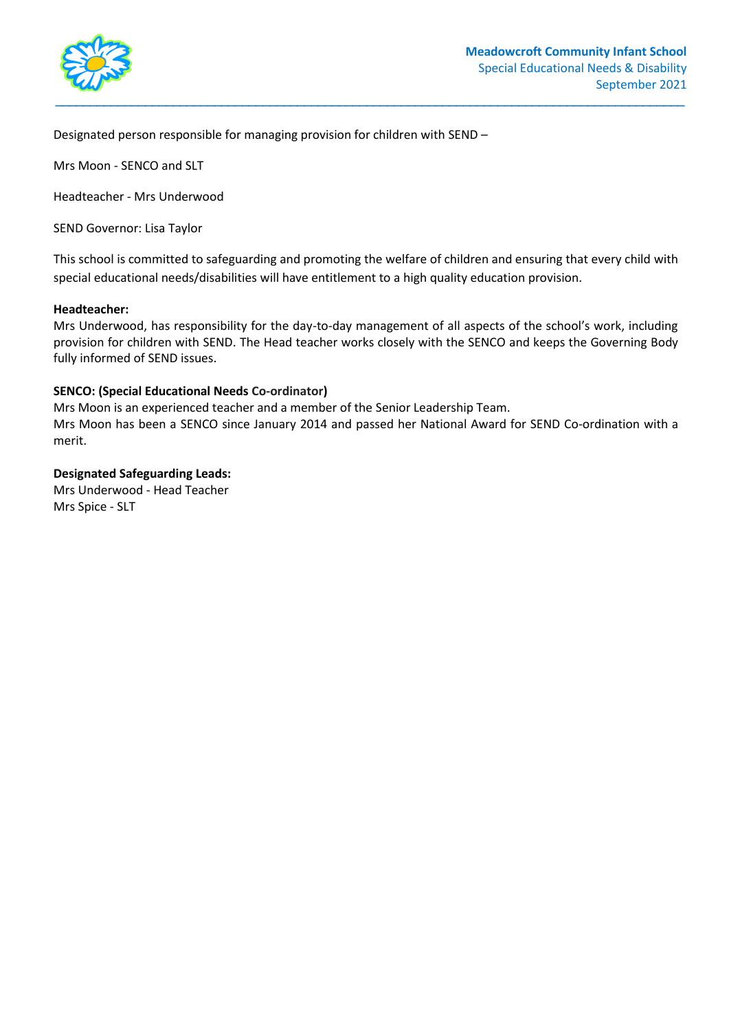# Meadowcroft Community Infant School

Special Educational Needs & Disability

September 2021

Designated person responsible for managing provision for children with SEND –

Mrs Moon - SENCO and SLT

Headteacher - Mrs Underwood

SEND Governor: Lisa Taylor

This school is committed to safeguarding and promoting the welfare of children and ensuring that every child with special educational needs/disabilities will have entitlement to a high quality education provision.

**Headteacher:**
Mrs Underwood, has responsibility for the day-to-day management of all aspects of the school's work, including provision for children with SEND. The Head teacher works closely with the SENCO and keeps the Governing Body fully informed of SEND issues.

**SENCO: (Special Educational Needs Co-ordinator)**
Mrs Moon is an experienced teacher and a member of the Senior Leadership Team.
Mrs Moon has been a SENCO since January 2014 and passed her National Award for SEND Co-ordination with a merit.

**Designated Safeguarding Leads:**
Mrs Underwood - Head Teacher
Mrs Spice - SLT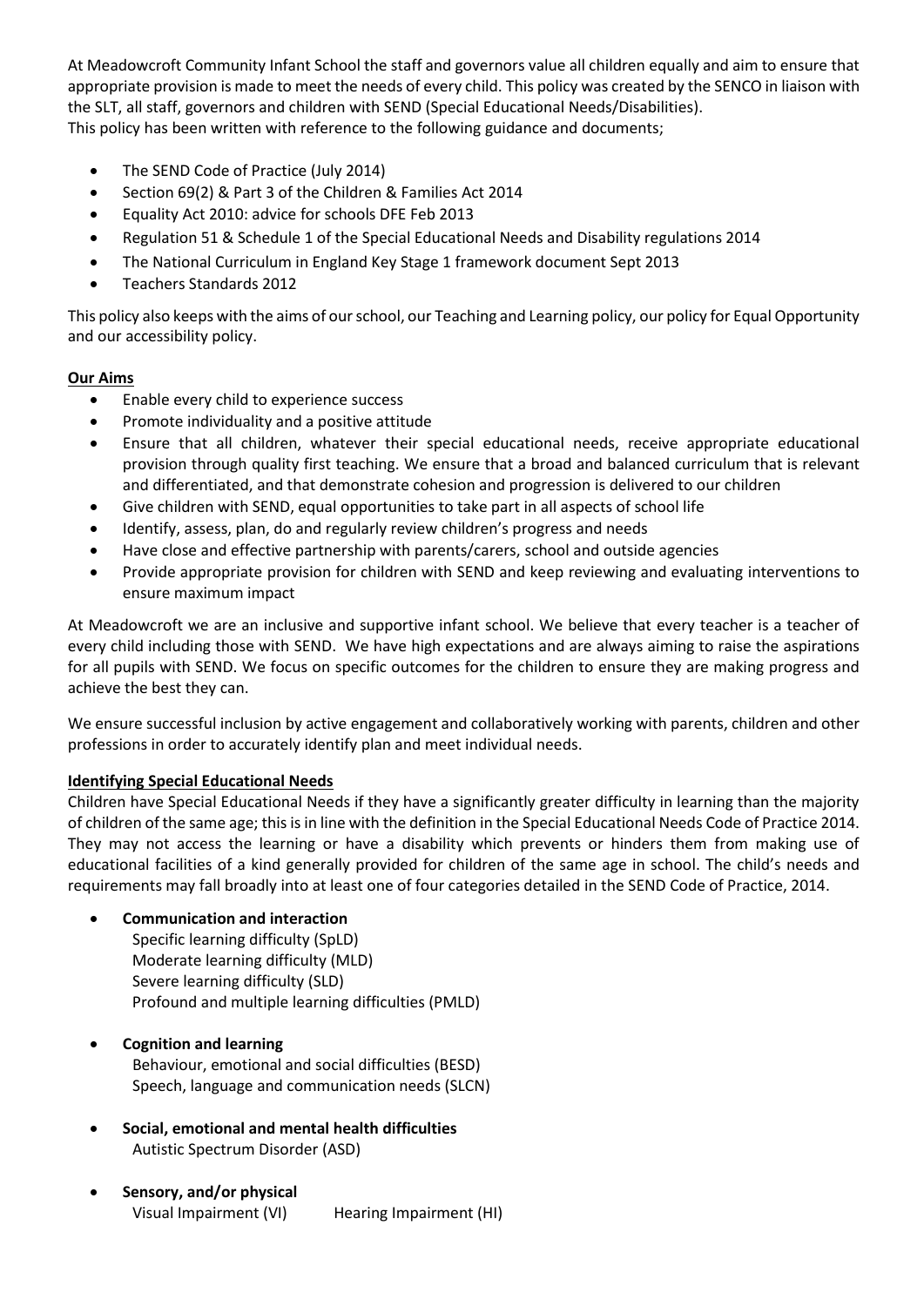At Meadowcroft Community Infant School the staff and governors value all children equally and aim to ensure that appropriate provision is made to meet the needs of every child. This policy was created by the SENCO in liaison with the SLT, all staff, governors and children with SEND (Special Educational Needs/Disabilities).
This policy has been written with reference to the following guidance and documents;

- The SEND Code of Practice (July 2014)
- Section 69(2) & Part 3 of the Children & Families Act 2014
- Equality Act 2010: advice for schools DFE Feb 2013
- Regulation 51 & Schedule 1 of the Special Educational Needs and Disability regulations 2014
- The National Curriculum in England Key Stage 1 framework document Sept 2013
- Teachers Standards 2012

This policy also keeps with the aims of our school, our Teaching and Learning policy, our policy for Equal Opportunity and our accessibility policy.

**Our Aims**

- Enable every child to experience success
- Promote individuality and a positive attitude
- Ensure that all children, whatever their special educational needs, receive appropriate educational provision through quality first teaching. We ensure that a broad and balanced curriculum that is relevant and differentiated, and that demonstrate cohesion and progression is delivered to our children
- Give children with SEND, equal opportunities to take part in all aspects of school life
- Identify, assess, plan, do and regularly review children's progress and needs
- Have close and effective partnership with parents/carers, school and outside agencies
- Provide appropriate provision for children with SEND and keep reviewing and evaluating interventions to ensure maximum impact

At Meadowcroft we are an inclusive and supportive infant school. We believe that every teacher is a teacher of every child including those with SEND. We have high expectations and are always aiming to raise the aspirations for all pupils with SEND. We focus on specific outcomes for the children to ensure they are making progress and achieve the best they can.

We ensure successful inclusion by active engagement and collaboratively working with parents, children and other professions in order to accurately identify plan and meet individual needs.

**Identifying Special Educational Needs**

Children have Special Educational Needs if they have a significantly greater difficulty in learning than the majority of children of the same age; this is in line with the definition in the Special Educational Needs Code of Practice 2014. They may not access the learning or have a disability which prevents or hinders them from making use of educational facilities of a kind generally provided for children of the same age in school. The child's needs and requirements may fall broadly into at least one of four categories detailed in the SEND Code of Practice, 2014.

- **Communication and interaction**
  Specific learning difficulty (SpLD)
  Moderate learning difficulty (MLD)
  Severe learning difficulty (SLD)
  Profound and multiple learning difficulties (PMLD)
- **Cognition and learning**
  Behaviour, emotional and social difficulties (BESD)
  Speech, language and communication needs (SLCN)
- **Social, emotional and mental health difficulties**
  Autistic Spectrum Disorder (ASD)
- **Sensory, and/or physical**
  Visual Impairment (VI) Hearing Impairment (HI)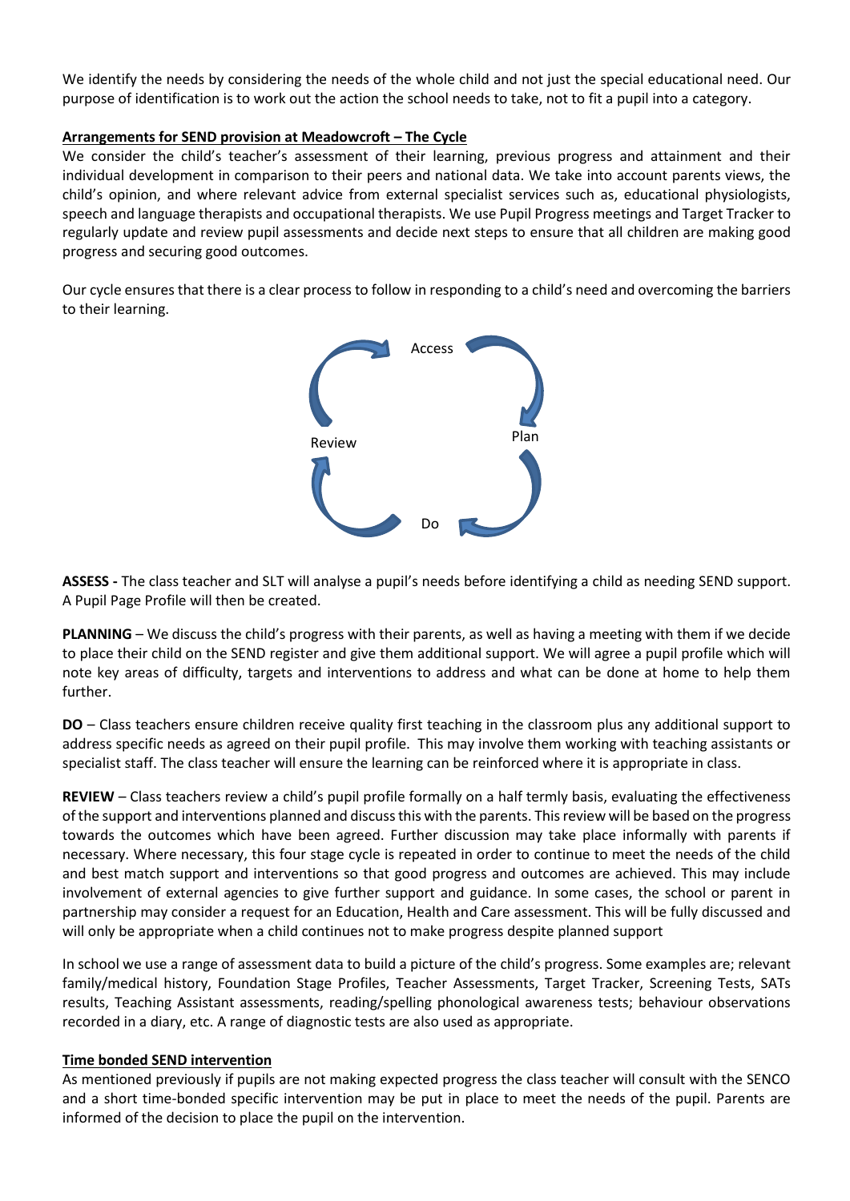We identify the needs by considering the needs of the whole child and not just the special educational need. Our purpose of identification is to work out the action the school needs to take, not to fit a pupil into a category.

**Arrangements for SEND provision at Meadowcroft – The Cycle**

We consider the child's teacher's assessment of their learning, previous progress and attainment and their individual development in comparison to their peers and national data. We take into account parents views, the child's opinion, and where relevant advice from external specialist services such as, educational physiologists, speech and language therapists and occupational therapists. We use Pupil Progress meetings and Target Tracker to regularly update and review pupil assessments and decide next steps to ensure that all children are making good progress and securing good outcomes.

Our cycle ensures that there is a clear process to follow in responding to a child's need and overcoming the barriers to their learning.

Access → Plan → Do → Review

**ASSESS -** The class teacher and SLT will analyse a pupil's needs before identifying a child as needing SEND support. A Pupil Page Profile will then be created.

**PLANNING** – We discuss the child's progress with their parents, as well as having a meeting with them if we decide to place their child on the SEND register and give them additional support. We will agree a pupil profile which will note key areas of difficulty, targets and interventions to address and what can be done at home to help them further.

**DO** – Class teachers ensure children receive quality first teaching in the classroom plus any additional support to address specific needs as agreed on their pupil profile. This may involve them working with teaching assistants or specialist staff. The class teacher will ensure the learning can be reinforced where it is appropriate in class.

**REVIEW** – Class teachers review a child's pupil profile formally on a half termly basis, evaluating the effectiveness of the support and interventions planned and discuss this with the parents. This review will be based on the progress towards the outcomes which have been agreed. Further discussion may take place informally with parents if necessary. Where necessary, this four stage cycle is repeated in order to continue to meet the needs of the child and best match support and interventions so that good progress and outcomes are achieved. This may include involvement of external agencies to give further support and guidance. In some cases, the school or parent in partnership may consider a request for an Education, Health and Care assessment. This will be fully discussed and will only be appropriate when a child continues not to make progress despite planned support

In school we use a range of assessment data to build a picture of the child's progress. Some examples are; relevant family/medical history, Foundation Stage Profiles, Teacher Assessments, Target Tracker, Screening Tests, SATs results, Teaching Assistant assessments, reading/spelling phonological awareness tests; behaviour observations recorded in a diary, etc. A range of diagnostic tests are also used as appropriate.

**Time bonded SEND intervention**

As mentioned previously if pupils are not making expected progress the class teacher will consult with the SENCO and a short time-bonded specific intervention may be put in place to meet the needs of the pupil. Parents are informed of the decision to place the pupil on the intervention.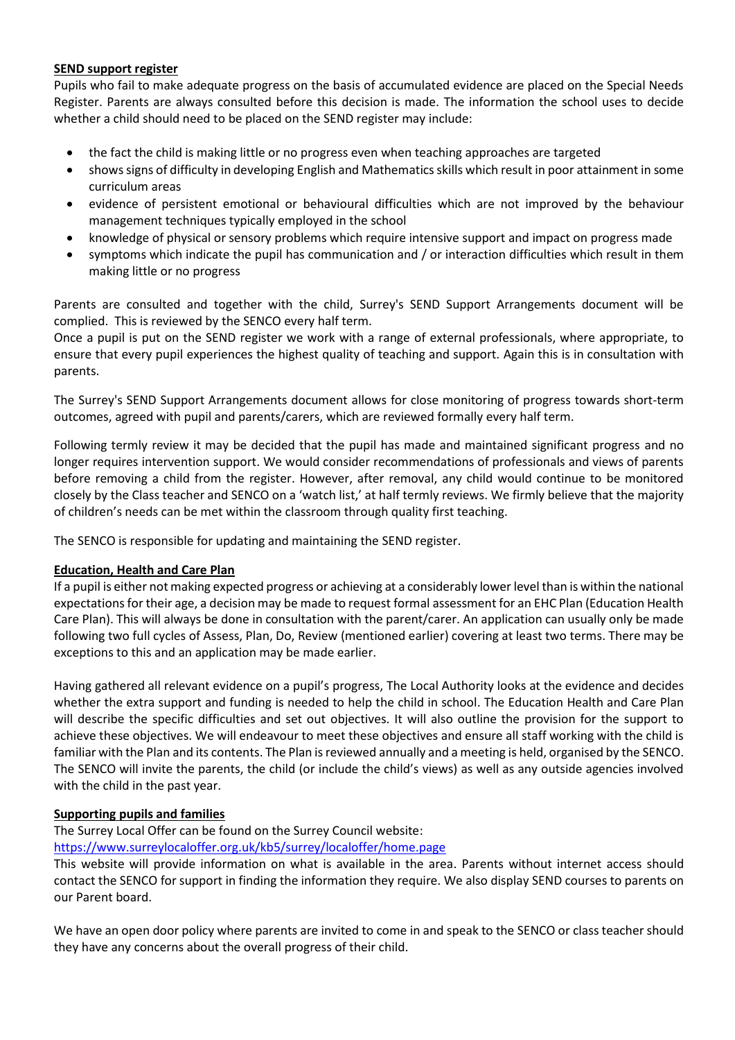**SEND support register**

Pupils who fail to make adequate progress on the basis of accumulated evidence are placed on the Special Needs Register. Parents are always consulted before this decision is made. The information the school uses to decide whether a child should need to be placed on the SEND register may include:

- the fact the child is making little or no progress even when teaching approaches are targeted
- shows signs of difficulty in developing English and Mathematics skills which result in poor attainment in some curriculum areas
- evidence of persistent emotional or behavioural difficulties which are not improved by the behaviour management techniques typically employed in the school
- knowledge of physical or sensory problems which require intensive support and impact on progress made
- symptoms which indicate the pupil has communication and / or interaction difficulties which result in them making little or no progress

Parents are consulted and together with the child, Surrey's SEND Support Arrangements document will be complied. This is reviewed by the SENCO every half term.

Once a pupil is put on the SEND register we work with a range of external professionals, where appropriate, to ensure that every pupil experiences the highest quality of teaching and support. Again this is in consultation with parents.

The Surrey's SEND Support Arrangements document allows for close monitoring of progress towards short-term outcomes, agreed with pupil and parents/carers, which are reviewed formally every half term.

Following termly review it may be decided that the pupil has made and maintained significant progress and no longer requires intervention support. We would consider recommendations of professionals and views of parents before removing a child from the register. However, after removal, any child would continue to be monitored closely by the Class teacher and SENCO on a 'watch list,' at half termly reviews. We firmly believe that the majority of children's needs can be met within the classroom through quality first teaching.

The SENCO is responsible for updating and maintaining the SEND register.

**Education, Health and Care Plan**

If a pupil is either not making expected progress or achieving at a considerably lower level than is within the national expectations for their age, a decision may be made to request formal assessment for an EHC Plan (Education Health Care Plan). This will always be done in consultation with the parent/carer. An application can usually only be made following two full cycles of Assess, Plan, Do, Review (mentioned earlier) covering at least two terms. There may be exceptions to this and an application may be made earlier.

Having gathered all relevant evidence on a pupil's progress, The Local Authority looks at the evidence and decides whether the extra support and funding is needed to help the child in school. The Education Health and Care Plan will describe the specific difficulties and set out objectives. It will also outline the provision for the support to achieve these objectives. We will endeavour to meet these objectives and ensure all staff working with the child is familiar with the Plan and its contents. The Plan is reviewed annually and a meeting is held, organised by the SENCO. The SENCO will invite the parents, the child (or include the child's views) as well as any outside agencies involved with the child in the past year.

**Supporting pupils and families**

The Surrey Local Offer can be found on the Surrey Council website:
[https://www.surreylocaloffer.org.uk/kb5/surrey/localoffer/home.page](https://www.surreylocaloffer.org.uk/kb5/surrey/localoffer/home.page)

This website will provide information on what is available in the area. Parents without internet access should contact the SENCO for support in finding the information they require. We also display SEND courses to parents on our Parent board.

We have an open door policy where parents are invited to come in and speak to the SENCO or class teacher should they have any concerns about the overall progress of their child.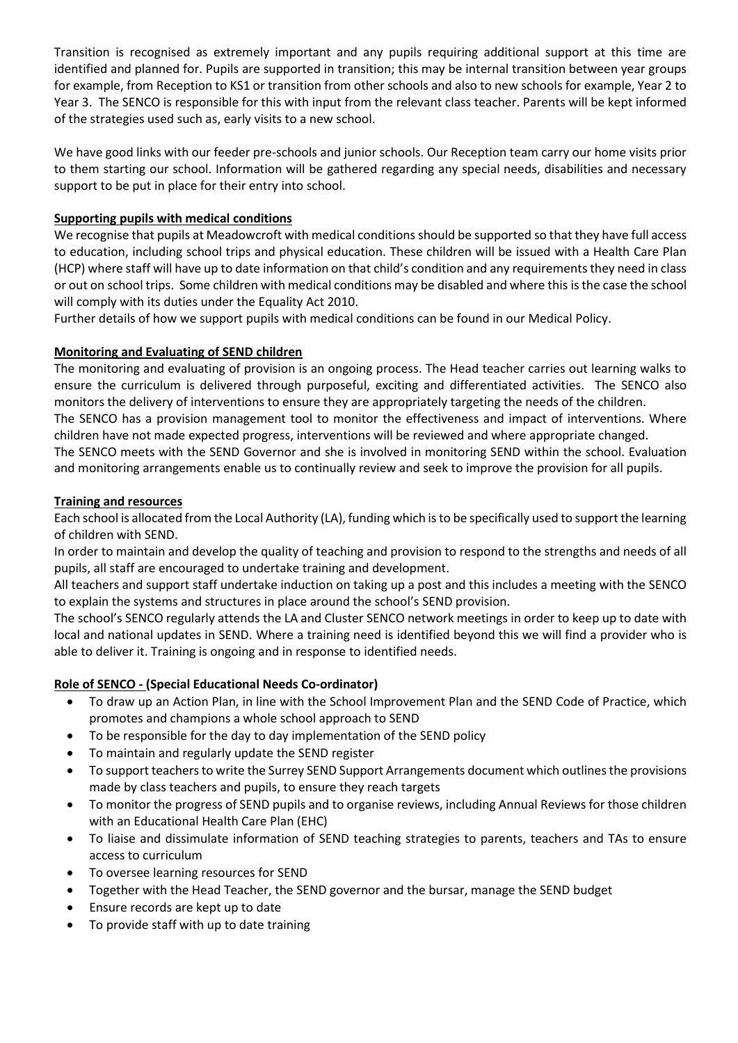Transition is recognised as extremely important and any pupils requiring additional support at this time are identified and planned for. Pupils are supported in transition; this may be internal transition between year groups for example, from Reception to KS1 or transition from other schools and also to new schools for example, Year 2 to Year 3. The SENCO is responsible for this with input from the relevant class teacher. Parents will be kept informed of the strategies used such as, early visits to a new school.

We have good links with our feeder pre-schools and junior schools. Our Reception team carry our home visits prior to them starting our school. Information will be gathered regarding any special needs, disabilities and necessary support to be put in place for their entry into school.

**Supporting pupils with medical conditions**

We recognise that pupils at Meadowcroft with medical conditions should be supported so that they have full access to education, including school trips and physical education. These children will be issued with a Health Care Plan (HCP) where staff will have up to date information on that child's condition and any requirements they need in class or out on school trips. Some children with medical conditions may be disabled and where this is the case the school will comply with its duties under the Equality Act 2010.

Further details of how we support pupils with medical conditions can be found in our Medical Policy.

**Monitoring and Evaluating of SEND children**

The monitoring and evaluating of provision is an ongoing process. The Head teacher carries out learning walks to ensure the curriculum is delivered through purposeful, exciting and differentiated activities. The SENCO also monitors the delivery of interventions to ensure they are appropriately targeting the needs of the children.

The SENCO has a provision management tool to monitor the effectiveness and impact of interventions. Where children have not made expected progress, interventions will be reviewed and where appropriate changed.

The SENCO meets with the SEND Governor and she is involved in monitoring SEND within the school. Evaluation and monitoring arrangements enable us to continually review and seek to improve the provision for all pupils.

**Training and resources**

Each school is allocated from the Local Authority (LA), funding which is to be specifically used to support the learning of children with SEND.

In order to maintain and develop the quality of teaching and provision to respond to the strengths and needs of all pupils, all staff are encouraged to undertake training and development.

All teachers and support staff undertake induction on taking up a post and this includes a meeting with the SENCO to explain the systems and structures in place around the school's SEND provision.

The school's SENCO regularly attends the LA and Cluster SENCO network meetings in order to keep up to date with local and national updates in SEND. Where a training need is identified beyond this we will find a provider who is able to deliver it. Training is ongoing and in response to identified needs.

**Role of SENCO - (Special Educational Needs Co-ordinator)**

- To draw up an Action Plan, in line with the School Improvement Plan and the SEND Code of Practice, which promotes and champions a whole school approach to SEND
- To be responsible for the day to day implementation of the SEND policy
- To maintain and regularly update the SEND register
- To support teachers to write the Surrey SEND Support Arrangements document which outlines the provisions made by class teachers and pupils, to ensure they reach targets
- To monitor the progress of SEND pupils and to organise reviews, including Annual Reviews for those children with an Educational Health Care Plan (EHC)
- To liaise and dissimulate information of SEND teaching strategies to parents, teachers and TAs to ensure access to curriculum
- To oversee learning resources for SEND
- Together with the Head Teacher, the SEND governor and the bursar, manage the SEND budget
- Ensure records are kept up to date
- To provide staff with up to date training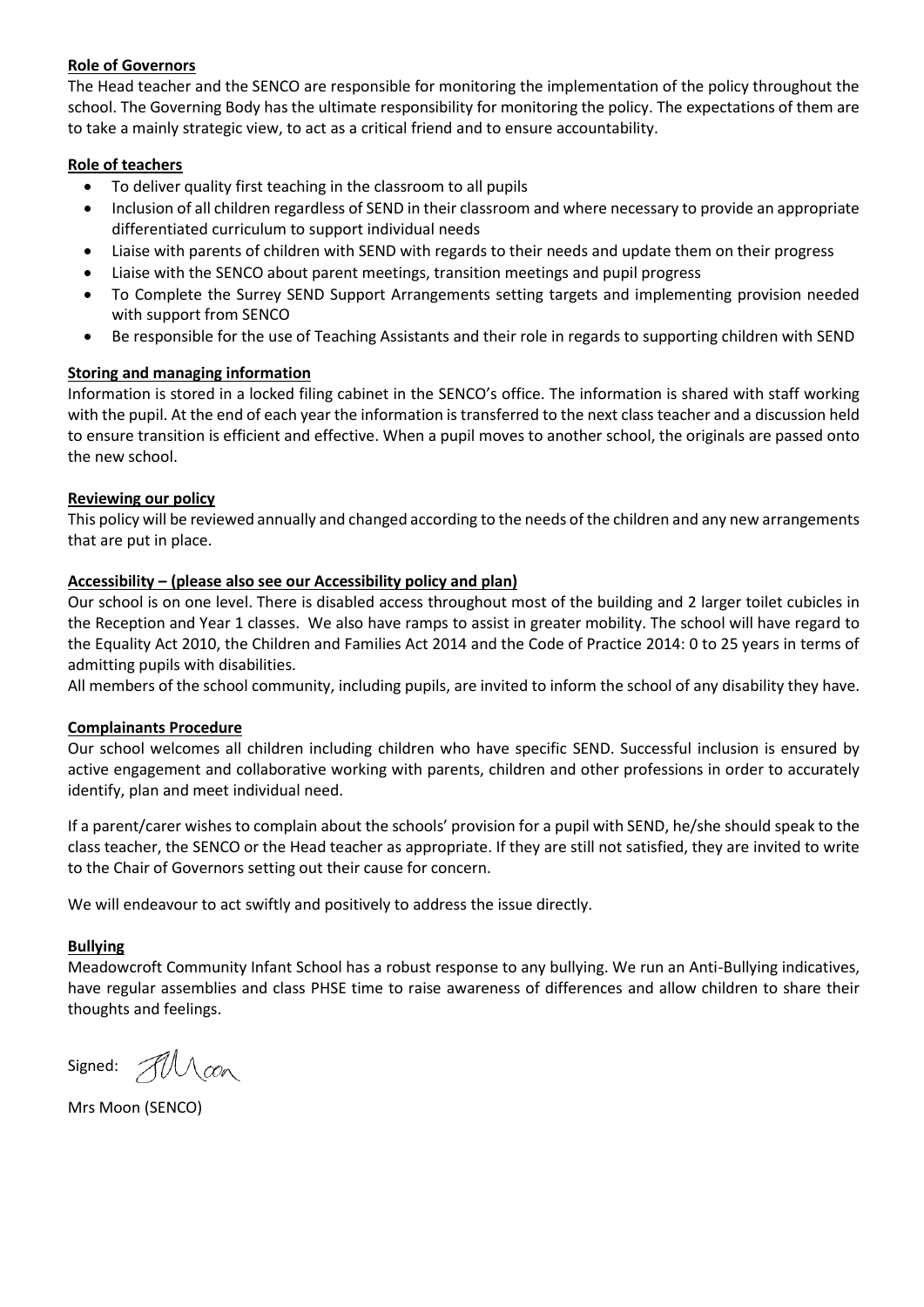**Role of Governors**

The Head teacher and the SENCO are responsible for monitoring the implementation of the policy throughout the school. The Governing Body has the ultimate responsibility for monitoring the policy. The expectations of them are to take a mainly strategic view, to act as a critical friend and to ensure accountability.

**Role of teachers**

- To deliver quality first teaching in the classroom to all pupils
- Inclusion of all children regardless of SEND in their classroom and where necessary to provide an appropriate differentiated curriculum to support individual needs
- Liaise with parents of children with SEND with regards to their needs and update them on their progress
- Liaise with the SENCO about parent meetings, transition meetings and pupil progress
- To Complete the Surrey SEND Support Arrangements setting targets and implementing provision needed with support from SENCO
- Be responsible for the use of Teaching Assistants and their role in regards to supporting children with SEND

**Storing and managing information**

Information is stored in a locked filing cabinet in the SENCO's office. The information is shared with staff working with the pupil. At the end of each year the information is transferred to the next class teacher and a discussion held to ensure transition is efficient and effective. When a pupil moves to another school, the originals are passed onto the new school.

**Reviewing our policy**

This policy will be reviewed annually and changed according to the needs of the children and any new arrangements that are put in place.

**Accessibility – (please also see our Accessibility policy and plan)**

Our school is on one level. There is disabled access throughout most of the building and 2 larger toilet cubicles in the Reception and Year 1 classes. We also have ramps to assist in greater mobility. The school will have regard to the Equality Act 2010, the Children and Families Act 2014 and the Code of Practice 2014: 0 to 25 years in terms of admitting pupils with disabilities.

All members of the school community, including pupils, are invited to inform the school of any disability they have.

**Complainants Procedure**

Our school welcomes all children including children who have specific SEND. Successful inclusion is ensured by active engagement and collaborative working with parents, children and other professions in order to accurately identify, plan and meet individual need.

If a parent/carer wishes to complain about the schools' provision for a pupil with SEND, he/she should speak to the class teacher, the SENCO or the Head teacher as appropriate. If they are still not satisfied, they are invited to write to the Chair of Governors setting out their cause for concern.

We will endeavour to act swiftly and positively to address the issue directly.

**Bullying**

Meadowcroft Community Infant School has a robust response to any bullying. We run an Anti-Bullying indicatives, have regular assemblies and class PHSE time to raise awareness of differences and allow children to share their thoughts and feelings.

Signed: JMoon

Mrs Moon (SENCO)